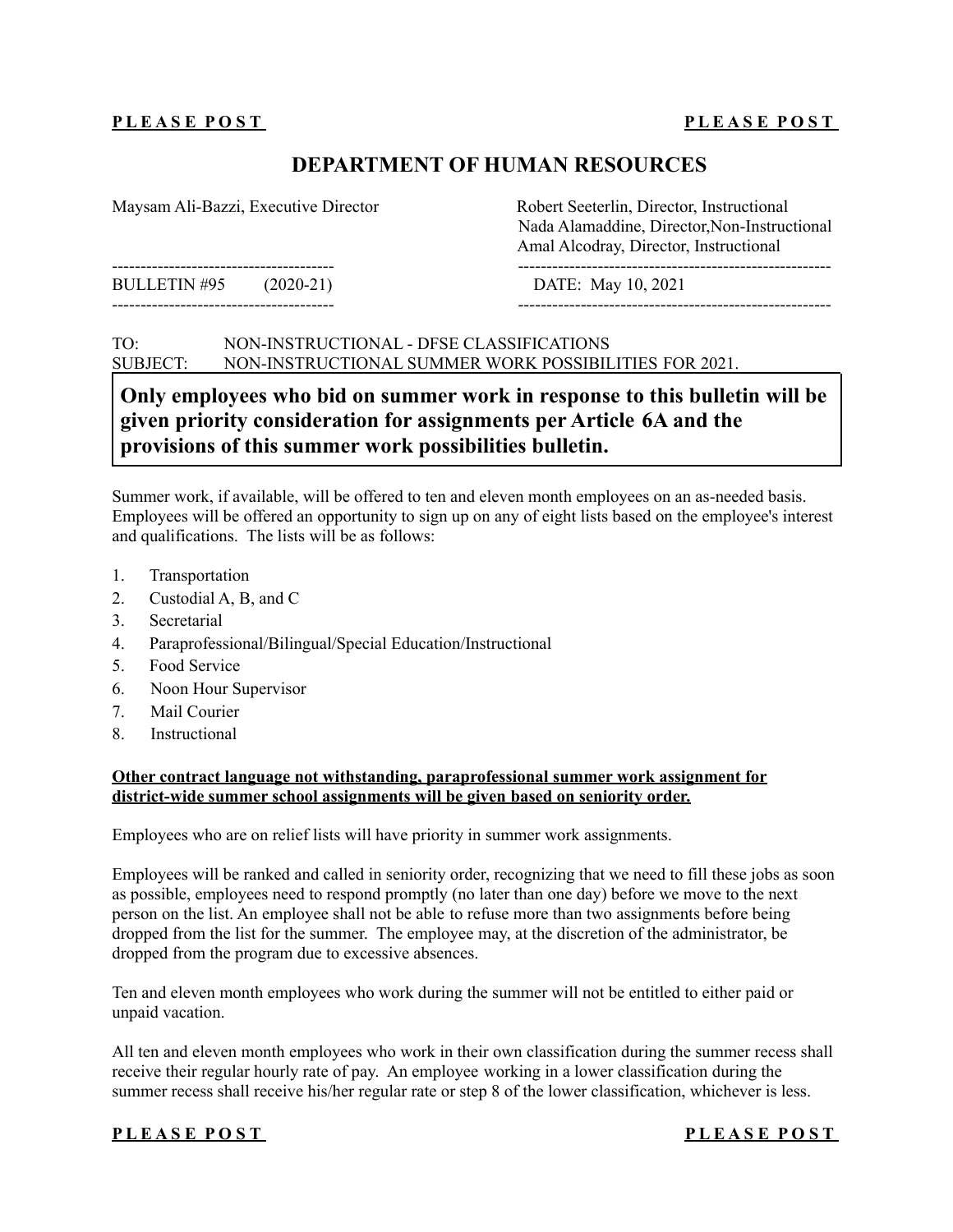**PLEASE POST** **PLEASE POST**

# DEPARTMENT OF HUMAN RESOURCES

Maysam Ali-Bazzi, Executive Director

Robert Seeterlin, Director, Instructional
Nada Alamaddine, Director,Non-Instructional
Amal Alcodray, Director, Instructional

BULLETIN #95 (2020-21)

DATE: May 10, 2021

TO: NON-INSTRUCTIONAL - DFSE CLASSIFICATIONS
SUBJECT: NON-INSTRUCTIONAL SUMMER WORK POSSIBILITIES FOR 2021.

**Only employees who bid on summer work in response to this bulletin will be given priority consideration for assignments per Article 6A and the provisions of this summer work possibilities bulletin.**

Summer work, if available, will be offered to ten and eleven month employees on an as-needed basis. Employees will be offered an opportunity to sign up on any of eight lists based on the employee's interest and qualifications. The lists will be as follows:

1. Transportation
2. Custodial A, B, and C
3. Secretarial
4. Paraprofessional/Bilingual/Special Education/Instructional
5. Food Service
6. Noon Hour Supervisor
7. Mail Courier
8. Instructional

**Other contract language not withstanding, paraprofessional summer work assignment for district-wide summer school assignments will be given based on seniority order.**

Employees who are on relief lists will have priority in summer work assignments.

Employees will be ranked and called in seniority order, recognizing that we need to fill these jobs as soon as possible, employees need to respond promptly (no later than one day) before we move to the next person on the list. An employee shall not be able to refuse more than two assignments before being dropped from the list for the summer. The employee may, at the discretion of the administrator, be dropped from the program due to excessive absences.

Ten and eleven month employees who work during the summer will not be entitled to either paid or unpaid vacation.

All ten and eleven month employees who work in their own classification during the summer recess shall receive their regular hourly rate of pay. An employee working in a lower classification during the summer recess shall receive his/her regular rate or step 8 of the lower classification, whichever is less.

**PLEASE POST** **PLEASE POST**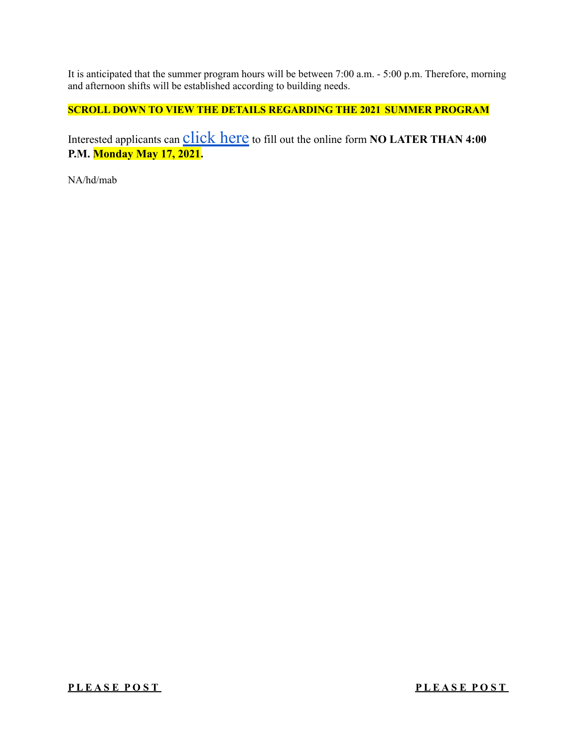It is anticipated that the summer program hours will be between 7:00 a.m. - 5:00 p.m. Therefore, morning and afternoon shifts will be established according to building needs.

**SCROLL DOWN TO VIEW THE DETAILS REGARDING THE 2021 SUMMER PROGRAM**

Interested applicants can click here to fill out the online form **NO LATER THAN 4:00 P.M. Monday May 17, 2021.**

NA/hd/mab

**P L E A S E  P O S T** **P L E A S E  P O S T**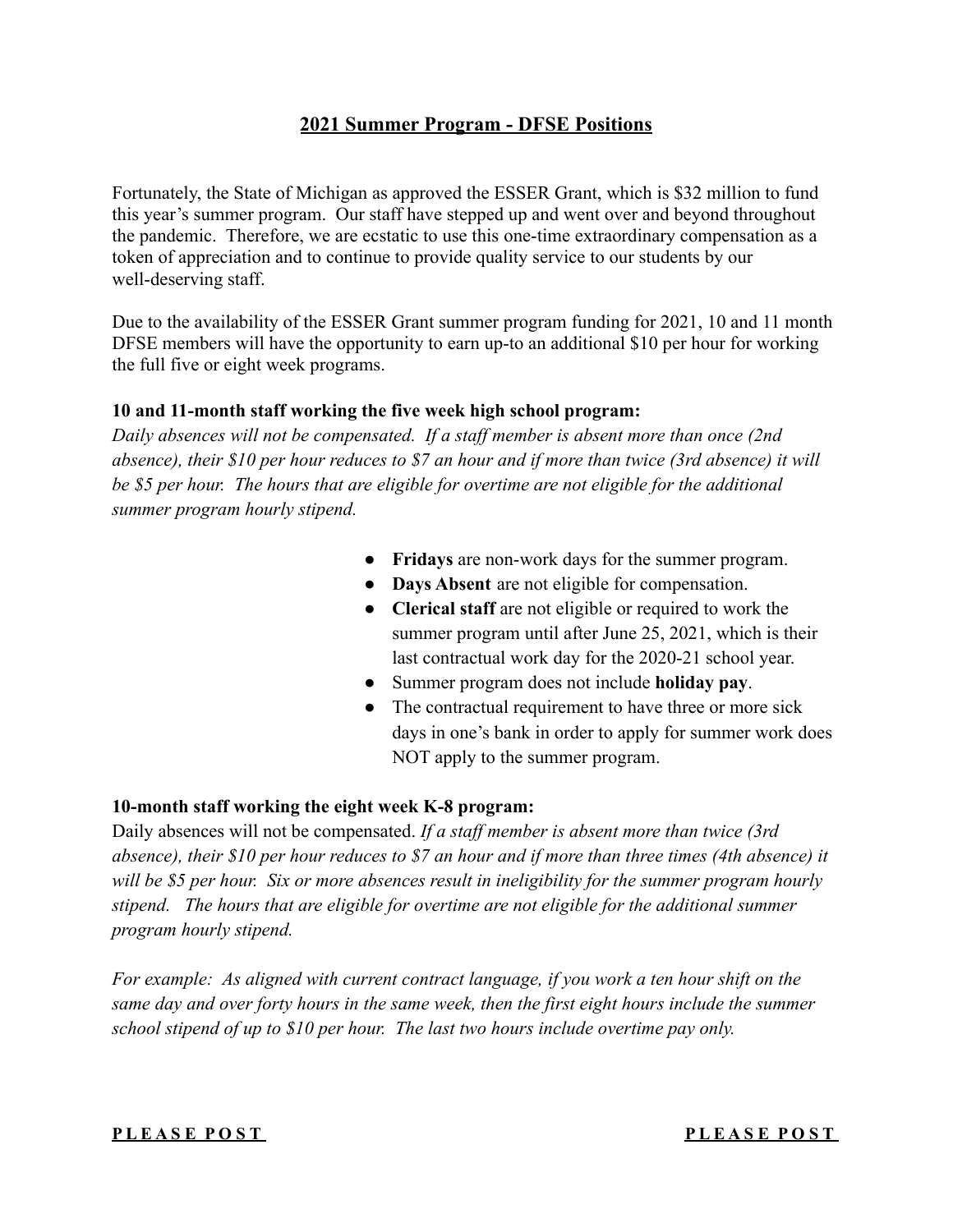## 2021 Summer Program - DFSE Positions

Fortunately, the State of Michigan as approved the ESSER Grant, which is $32 million to fund this year's summer program. Our staff have stepped up and went over and beyond throughout the pandemic. Therefore, we are ecstatic to use this one-time extraordinary compensation as a token of appreciation and to continue to provide quality service to our students by our well-deserving staff.

Due to the availability of the ESSER Grant summer program funding for 2021, 10 and 11 month DFSE members will have the opportunity to earn up-to an additional $10 per hour for working the full five or eight week programs.

**10 and 11-month staff working the five week high school program:**
*Daily absences will not be compensated. If a staff member is absent more than once (2nd absence), their $10 per hour reduces to $7 an hour and if more than twice (3rd absence) it will be $5 per hour. The hours that are eligible for overtime are not eligible for the additional summer program hourly stipend.*

- **Fridays** are non-work days for the summer program.
- **Days Absent** are not eligible for compensation.
- **Clerical staff** are not eligible or required to work the summer program until after June 25, 2021, which is their last contractual work day for the 2020-21 school year.
- Summer program does not include **holiday pay**.
- The contractual requirement to have three or more sick days in one's bank in order to apply for summer work does NOT apply to the summer program.

**10-month staff working the eight week K-8 program:**
Daily absences will not be compensated. *If a staff member is absent more than twice (3rd absence), their $10 per hour reduces to $7 an hour and if more than three times (4th absence) it will be $5 per hour. Six or more absences result in ineligibility for the summer program hourly stipend. The hours that are eligible for overtime are not eligible for the additional summer program hourly stipend.*

*For example: As aligned with current contract language, if you work a ten hour shift on the same day and over forty hours in the same week, then the first eight hours include the summer school stipend of up to $10 per hour. The last two hours include overtime pay only.*

**P L E A S E P O S T** **P L E A S E P O S T**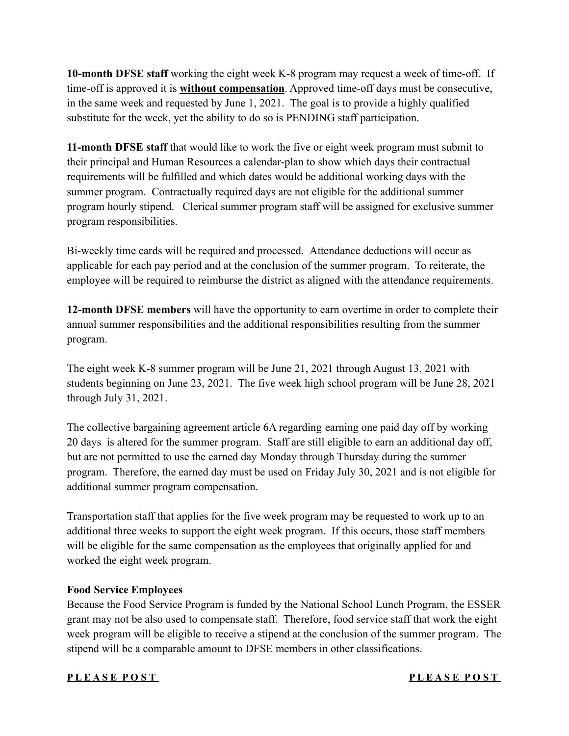**10-month DFSE staff** working the eight week K-8 program may request a week of time-off. If time-off is approved it is **without compensation**. Approved time-off days must be consecutive, in the same week and requested by June 1, 2021. The goal is to provide a highly qualified substitute for the week, yet the ability to do so is PENDING staff participation.

**11-month DFSE staff** that would like to work the five or eight week program must submit to their principal and Human Resources a calendar-plan to show which days their contractual requirements will be fulfilled and which dates would be additional working days with the summer program. Contractually required days are not eligible for the additional summer program hourly stipend. Clerical summer program staff will be assigned for exclusive summer program responsibilities.

Bi-weekly time cards will be required and processed. Attendance deductions will occur as applicable for each pay period and at the conclusion of the summer program. To reiterate, the employee will be required to reimburse the district as aligned with the attendance requirements.

**12-month DFSE members** will have the opportunity to earn overtime in order to complete their annual summer responsibilities and the additional responsibilities resulting from the summer program.

The eight week K-8 summer program will be June 21, 2021 through August 13, 2021 with students beginning on June 23, 2021. The five week high school program will be June 28, 2021 through July 31, 2021.

The collective bargaining agreement article 6A regarding earning one paid day off by working 20 days is altered for the summer program. Staff are still eligible to earn an additional day off, but are not permitted to use the earned day Monday through Thursday during the summer program. Therefore, the earned day must be used on Friday July 30, 2021 and is not eligible for additional summer program compensation.

Transportation staff that applies for the five week program may be requested to work up to an additional three weeks to support the eight week program. If this occurs, those staff members will be eligible for the same compensation as the employees that originally applied for and worked the eight week program.

**Food Service Employees**

Because the Food Service Program is funded by the National School Lunch Program, the ESSER grant may not be also used to compensate staff. Therefore, food service staff that work the eight week program will be eligible to receive a stipend at the conclusion of the summer program. The stipend will be a comparable amount to DFSE members in other classifications.

**P L E A S E P O S T** **P L E A S E P O S T**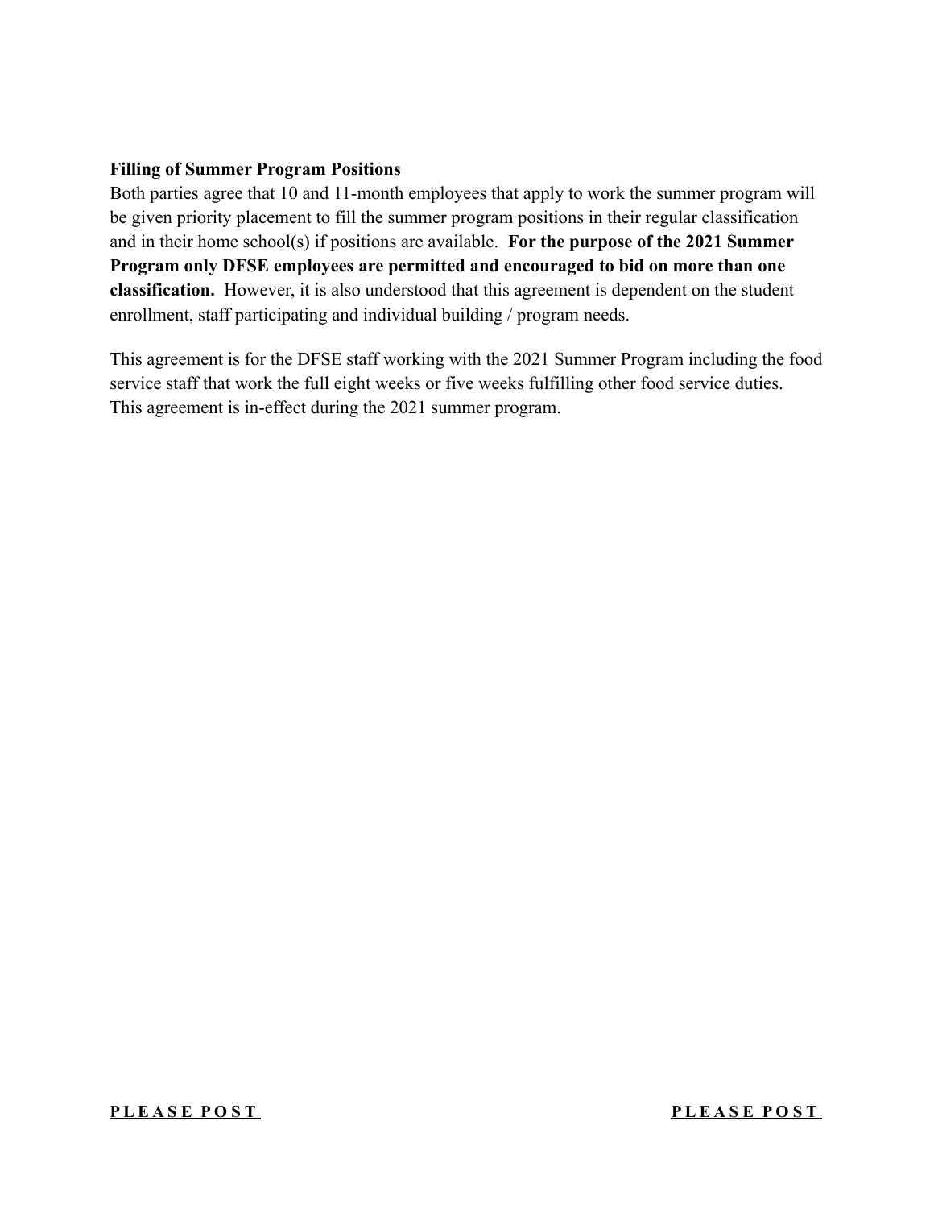**Filling of Summer Program Positions**

Both parties agree that 10 and 11-month employees that apply to work the summer program will be given priority placement to fill the summer program positions in their regular classification and in their home school(s) if positions are available. **For the purpose of the 2021 Summer Program only DFSE employees are permitted and encouraged to bid on more than one classification.** However, it is also understood that this agreement is dependent on the student enrollment, staff participating and individual building / program needs.

This agreement is for the DFSE staff working with the 2021 Summer Program including the food service staff that work the full eight weeks or five weeks fulfilling other food service duties. This agreement is in-effect during the 2021 summer program.

**P L E A S E P O S T** **P L E A S E P O S T**